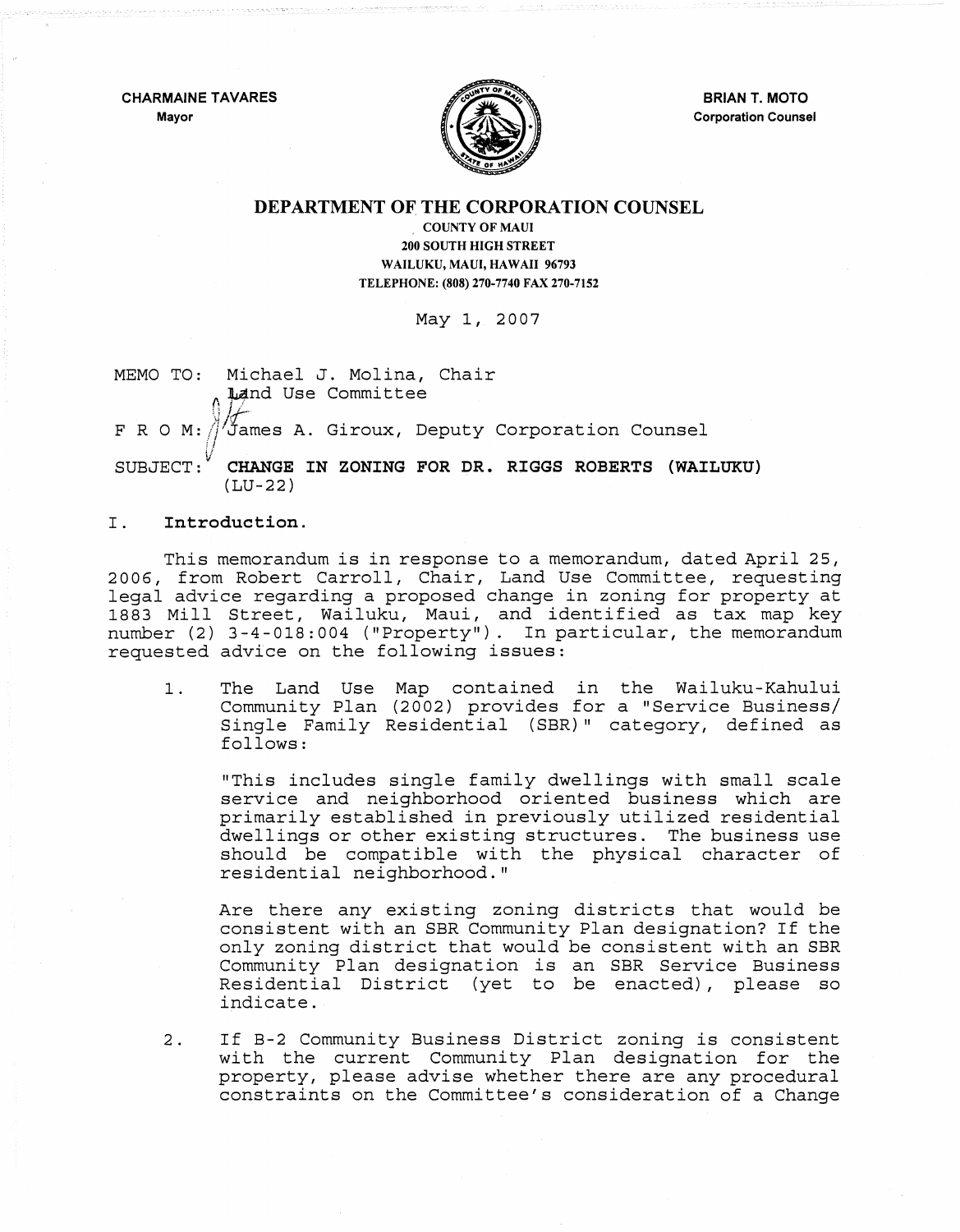CHARMAINE TAVARES
Mayor

BRIAN T. MOTO
Corporation Counsel

# DEPARTMENT OF THE CORPORATION COUNSEL

COUNTY OF MAUI
200 SOUTH HIGH STREET
WAILUKU, MAUI, HAWAII 96793
TELEPHONE: (808) 270-7740 FAX 270-7152

May 1, 2007

MEMO TO: Michael J. Molina, Chair
Land Use Committee

F R O M: James A. Giroux, Deputy Corporation Counsel

SUBJECT: **CHANGE IN ZONING FOR DR. RIGGS ROBERTS (WAILUKU)** (LU-22)

## I. Introduction.

This memorandum is in response to a memorandum, dated April 25, 2006, from Robert Carroll, Chair, Land Use Committee, requesting legal advice regarding a proposed change in zoning for property at 1883 Mill Street, Wailuku, Maui, and identified as tax map key number (2) 3-4-018:004 ("Property"). In particular, the memorandum requested advice on the following issues:

1. The Land Use Map contained in the Wailuku-Kahului Community Plan (2002) provides for a "Service Business/ Single Family Residential (SBR)" category, defined as follows:

   "This includes single family dwellings with small scale service and neighborhood oriented business which are primarily established in previously utilized residential dwellings or other existing structures. The business use should be compatible with the physical character of residential neighborhood."

   Are there any existing zoning districts that would be consistent with an SBR Community Plan designation? If the only zoning district that would be consistent with an SBR Community Plan designation is an SBR Service Business Residential District (yet to be enacted), please so indicate.

2. If B-2 Community Business District zoning is consistent with the current Community Plan designation for the property, please advise whether there are any procedural constraints on the Committee's consideration of a Change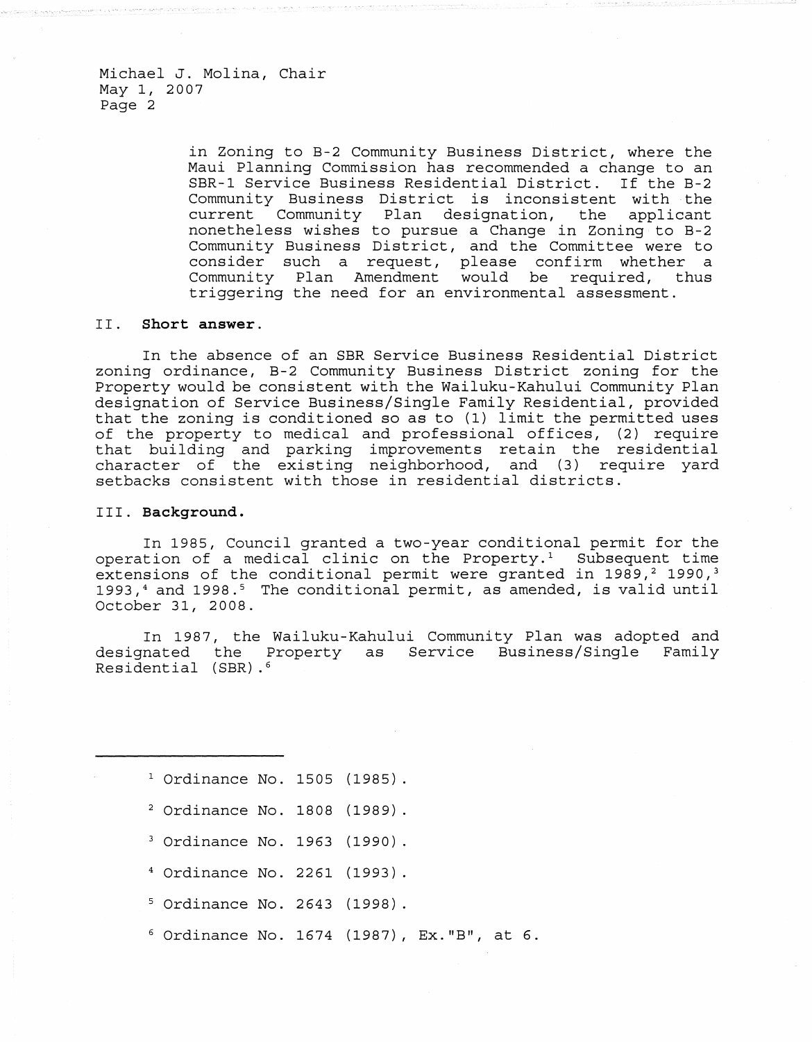in Zoning to B-2 Community Business District, where the Maui Planning Commission has recommended a change to an SBR-1 Service Business Residential District. If the B-2 Community Business District is inconsistent with the current Community Plan designation, the applicant nonetheless wishes to pursue a Change in Zoning to B-2 Community Business District, and the Committee were to consider such a request, please confirm whether a Community Plan Amendment would be required, thus triggering the need for an environmental assessment.

## II. Short answer.

In the absence of an SBR Service Business Residential District zoning ordinance, B-2 Community Business District zoning for the Property would be consistent with the Wailuku-Kahului Community Plan designation of Service Business/Single Family Residential, provided that the zoning is conditioned so as to (1) limit the permitted uses of the property to medical and professional offices, (2) require that building and parking improvements retain the residential character of the existing neighborhood, and (3) require yard setbacks consistent with those in residential districts.

## III. Background.

In 1985, Council granted a two-year conditional permit for the operation of a medical clinic on the Property.[1] Subsequent time extensions of the conditional permit were granted in 1989,[2] 1990,[3] 1993,[4] and 1998.[5] The conditional permit, as amended, is valid until October 31, 2008.

In 1987, the Wailuku-Kahului Community Plan was adopted and designated the Property as Service Business/Single Family Residential (SBR).[6]

---

[1] Ordinance No. 1505 (1985).

[2] Ordinance No. 1808 (1989).

[3] Ordinance No. 1963 (1990).

[4] Ordinance No. 2261 (1993).

[5] Ordinance No. 2643 (1998).

[6] Ordinance No. 1674 (1987), Ex."B", at 6.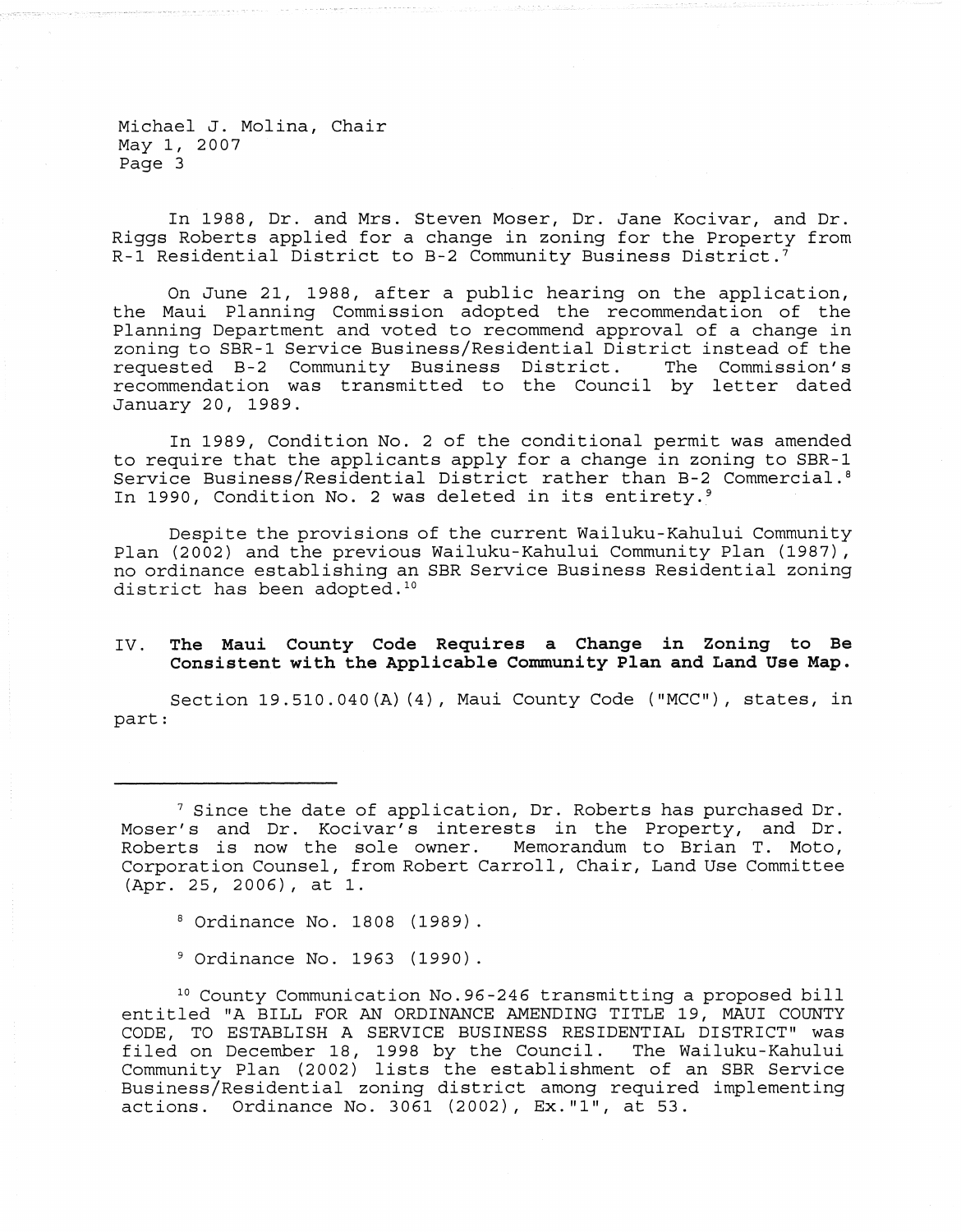In 1988, Dr. and Mrs. Steven Moser, Dr. Jane Kocivar, and Dr. Riggs Roberts applied for a change in zoning for the Property from R-1 Residential District to B-2 Community Business District.[7]

On June 21, 1988, after a public hearing on the application, the Maui Planning Commission adopted the recommendation of the Planning Department and voted to recommend approval of a change in zoning to SBR-1 Service Business/Residential District instead of the requested B-2 Community Business District. The Commission's recommendation was transmitted to the Council by letter dated January 20, 1989.

In 1989, Condition No. 2 of the conditional permit was amended to require that the applicants apply for a change in zoning to SBR-1 Service Business/Residential District rather than B-2 Commercial.[8] In 1990, Condition No. 2 was deleted in its entirety.[9]

Despite the provisions of the current Wailuku-Kahului Community Plan (2002) and the previous Wailuku-Kahului Community Plan (1987), no ordinance establishing an SBR Service Business Residential zoning district has been adopted.[10]

## IV. The Maui County Code Requires a Change in Zoning to Be Consistent with the Applicable Community Plan and Land Use Map.

Section 19.510.040(A)(4), Maui County Code ("MCC"), states, in part:

---

[7] Since the date of application, Dr. Roberts has purchased Dr. Moser's and Dr. Kocivar's interests in the Property, and Dr. Roberts is now the sole owner. Memorandum to Brian T. Moto, Corporation Counsel, from Robert Carroll, Chair, Land Use Committee (Apr. 25, 2006), at 1.

[8] Ordinance No. 1808 (1989).

[9] Ordinance No. 1963 (1990).

[10] County Communication No.96-246 transmitting a proposed bill entitled "A BILL FOR AN ORDINANCE AMENDING TITLE 19, MAUI COUNTY CODE, TO ESTABLISH A SERVICE BUSINESS RESIDENTIAL DISTRICT" was filed on December 18, 1998 by the Council. The Wailuku-Kahului Community Plan (2002) lists the establishment of an SBR Service Business/Residential zoning district among required implementing actions. Ordinance No. 3061 (2002), Ex."1", at 53.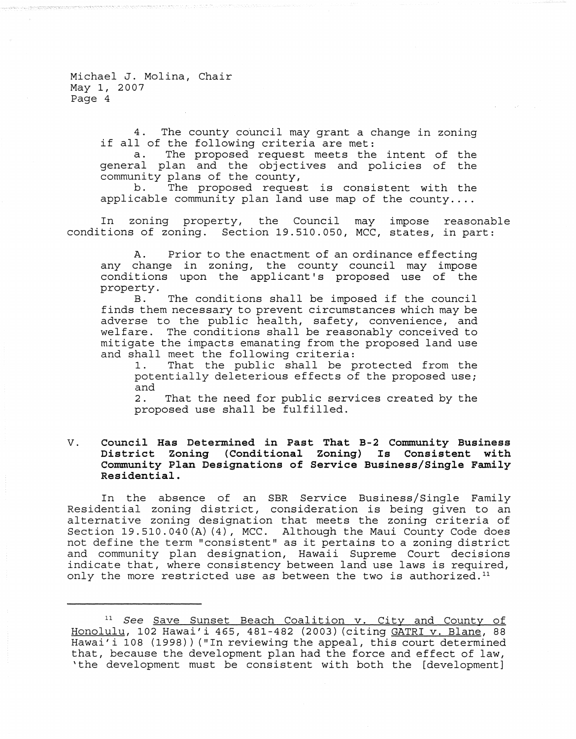4. The county council may grant a change in zoning if all of the following criteria are met:

a. The proposed request meets the intent of the general plan and the objectives and policies of the community plans of the county,

b. The proposed request is consistent with the applicable community plan land use map of the county....

In zoning property, the Council may impose reasonable conditions of zoning. Section 19.510.050, MCC, states, in part:

> A. Prior to the enactment of an ordinance effecting any change in zoning, the county council may impose conditions upon the applicant's proposed use of the property.
>
> B. The conditions shall be imposed if the council finds them necessary to prevent circumstances which may be adverse to the public health, safety, convenience, and welfare. The conditions shall be reasonably conceived to mitigate the impacts emanating from the proposed land use and shall meet the following criteria:
>
> 1. That the public shall be protected from the potentially deleterious effects of the proposed use; and
> 2. That the need for public services created by the proposed use shall be fulfilled.

## V. Council Has Determined in Past That B-2 Community Business District Zoning (Conditional Zoning) Is Consistent with Community Plan Designations of Service Business/Single Family Residential.

In the absence of an SBR Service Business/Single Family Residential zoning district, consideration is being given to an alternative zoning designation that meets the zoning criteria of Section 19.510.040(A)(4), MCC. Although the Maui County Code does not define the term "consistent" as it pertains to a zoning district and community plan designation, Hawaii Supreme Court decisions indicate that, where consistency between land use laws is required, only the more restricted use as between the two is authorized.[11]

---

[11] *See* Save Sunset Beach Coalition v. City and County of Honolulu, 102 Hawai'i 465, 481-482 (2003)(citing GATRI v. Blane, 88 Hawai'i 108 (1998))("In reviewing the appeal, this court determined that, because the development plan had the force and effect of law, 'the development must be consistent with both the [development]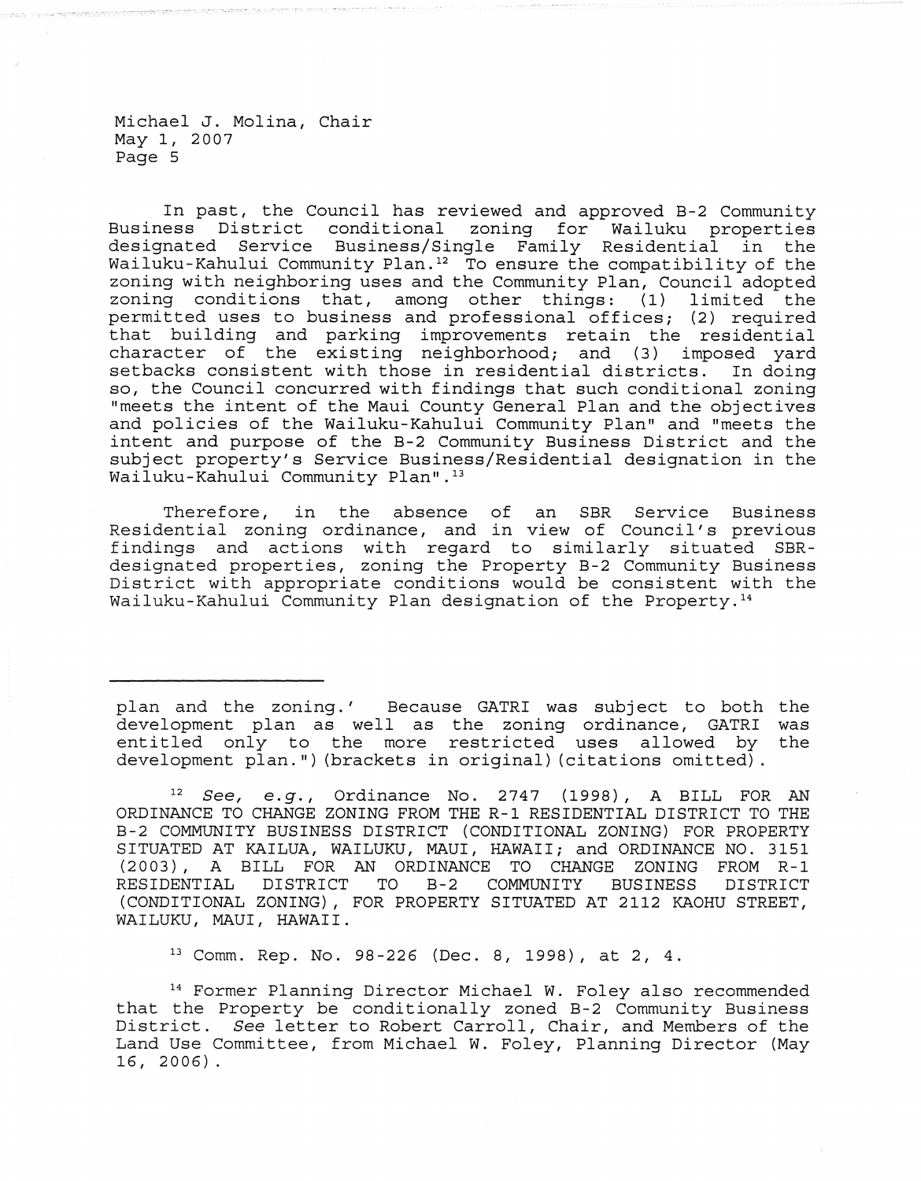In past, the Council has reviewed and approved B-2 Community Business District conditional zoning for Wailuku properties designated Service Business/Single Family Residential in the Wailuku-Kahului Community Plan.[12] To ensure the compatibility of the zoning with neighboring uses and the Community Plan, Council adopted zoning conditions that, among other things: (1) limited the permitted uses to business and professional offices; (2) required that building and parking improvements retain the residential character of the existing neighborhood; and (3) imposed yard setbacks consistent with those in residential districts. In doing so, the Council concurred with findings that such conditional zoning "meets the intent of the Maui County General Plan and the objectives and policies of the Wailuku-Kahului Community Plan" and "meets the intent and purpose of the B-2 Community Business District and the subject property's Service Business/Residential designation in the Wailuku-Kahului Community Plan".[13]

Therefore, in the absence of an SBR Service Business Residential zoning ordinance, and in view of Council's previous findings and actions with regard to similarly situated SBR-designated properties, zoning the Property B-2 Community Business District with appropriate conditions would be consistent with the Wailuku-Kahului Community Plan designation of the Property.[14]

---

plan and the zoning.' Because GATRI was subject to both the development plan as well as the zoning ordinance, GATRI was entitled only to the more restricted uses allowed by the development plan.") (brackets in original) (citations omitted).

[12] *See, e.g.*, Ordinance No. 2747 (1998), A BILL FOR AN ORDINANCE TO CHANGE ZONING FROM THE R-1 RESIDENTIAL DISTRICT TO THE B-2 COMMUNITY BUSINESS DISTRICT (CONDITIONAL ZONING) FOR PROPERTY SITUATED AT KAILUA, WAILUKU, MAUI, HAWAII; and ORDINANCE NO. 3151 (2003), A BILL FOR AN ORDINANCE TO CHANGE ZONING FROM R-1 RESIDENTIAL DISTRICT TO B-2 COMMUNITY BUSINESS DISTRICT (CONDITIONAL ZONING), FOR PROPERTY SITUATED AT 2112 KAOHU STREET, WAILUKU, MAUI, HAWAII.

[13] Comm. Rep. No. 98-226 (Dec. 8, 1998), at 2, 4.

[14] Former Planning Director Michael W. Foley also recommended that the Property be conditionally zoned B-2 Community Business District. *See* letter to Robert Carroll, Chair, and Members of the Land Use Committee, from Michael W. Foley, Planning Director (May 16, 2006).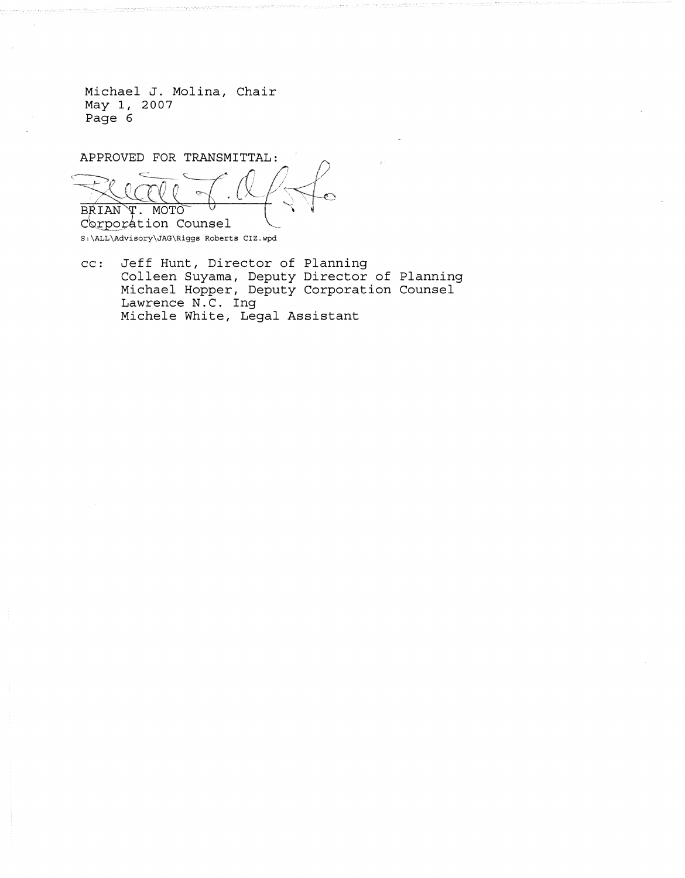Michael J. Molina, Chair
May 1, 2007
Page 6

APPROVED FOR TRANSMITTAL:

BRIAN T. MOTO
Corporation Counsel
S:\ALL\Advisory\JAG\Riggs Roberts CIZ.wpd

cc: Jeff Hunt, Director of Planning
Colleen Suyama, Deputy Director of Planning
Michael Hopper, Deputy Corporation Counsel
Lawrence N.C. Ing
Michele White, Legal Assistant